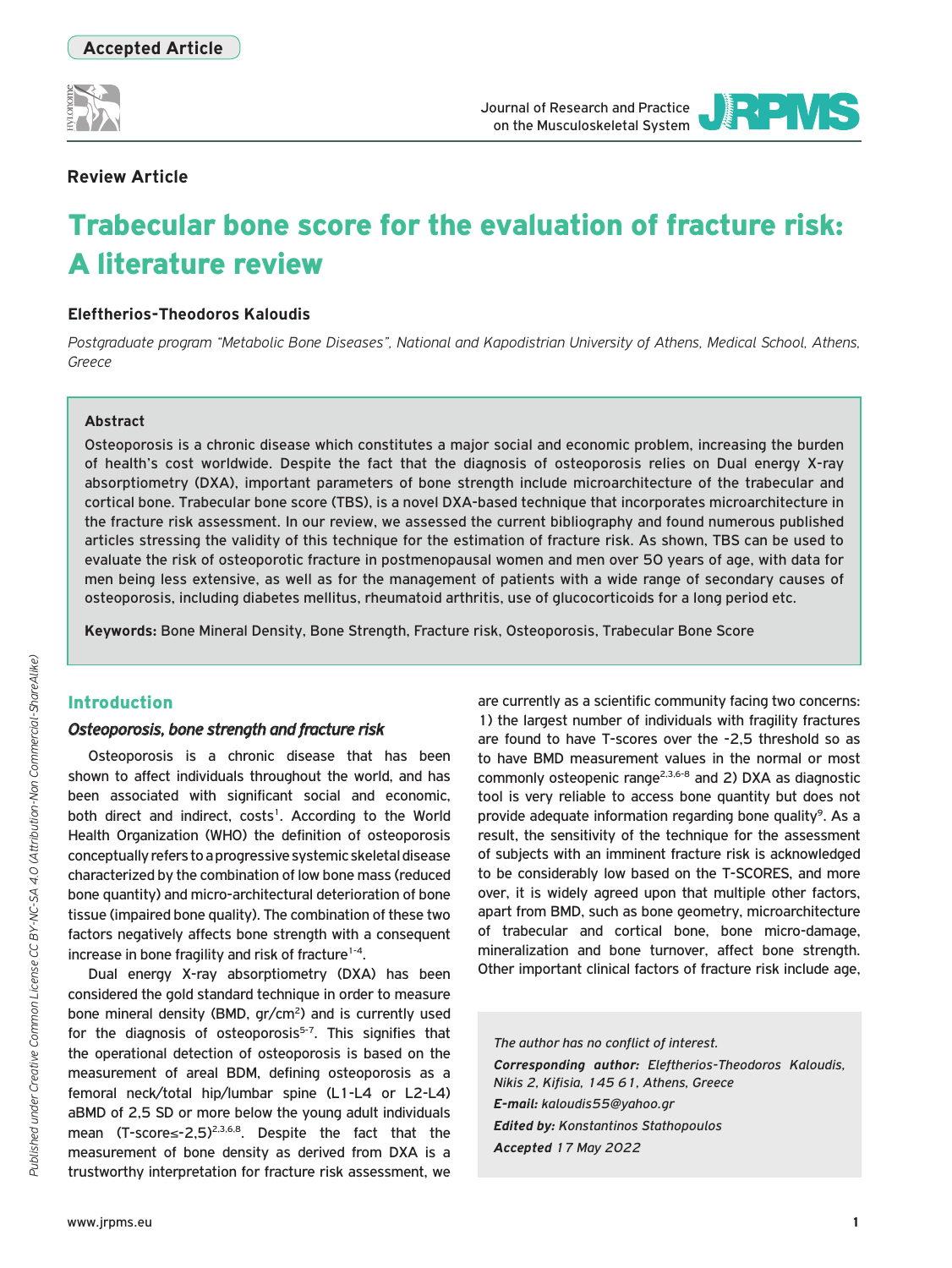Accepted Article

Review Article

# Trabecular bone score for the evaluation of fracture risk: A literature review

**Eleftherios-Theodoros Kaloudis**

*Postgraduate program "Metabolic Bone Diseases", National and Kapodistrian University of Athens, Medical School, Athens, Greece*

### Abstract

Osteoporosis is a chronic disease which constitutes a major social and economic problem, increasing the burden of health's cost worldwide. Despite the fact that the diagnosis of osteoporosis relies on Dual energy X-ray absorptiometry (DXA), important parameters of bone strength include microarchitecture of the trabecular and cortical bone. Trabecular bone score (TBS), is a novel DXA-based technique that incorporates microarchitecture in the fracture risk assessment. In our review, we assessed the current bibliography and found numerous published articles stressing the validity of this technique for the estimation of fracture risk. As shown, TBS can be used to evaluate the risk of osteoporotic fracture in postmenopausal women and men over 50 years of age, with data for men being less extensive, as well as for the management of patients with a wide range of secondary causes of osteoporosis, including diabetes mellitus, rheumatoid arthritis, use of glucocorticoids for a long period etc.

**Keywords:** Bone Mineral Density, Bone Strength, Fracture risk, Osteoporosis, Trabecular Bone Score

## Introduction

### *Osteoporosis, bone strength and fracture risk*

Osteoporosis is a chronic disease that has been shown to affect individuals throughout the world, and has been associated with significant social and economic, both direct and indirect, costs[1]. According to the World Health Organization (WHO) the definition of osteoporosis conceptually refers to a progressive systemic skeletal disease characterized by the combination of low bone mass (reduced bone quantity) and micro-architectural deterioration of bone tissue (impaired bone quality). The combination of these two factors negatively affects bone strength with a consequent increase in bone fragility and risk of fracture[1-4].

Dual energy X-ray absorptiometry (DXA) has been considered the gold standard technique in order to measure bone mineral density (BMD, gr/cm$^2$) and is currently used for the diagnosis of osteoporosis[5-7]. This signifies that the operational detection of osteoporosis is based on the measurement of areal BDM, defining osteoporosis as a femoral neck/total hip/lumbar spine (L1-L4 or L2-L4) aBMD of 2,5 SD or more below the young adult individuals mean (T-score≤-2,5)[2,3,6,8]. Despite the fact that the measurement of bone density as derived from DXA is a trustworthy interpretation for fracture risk assessment, we are currently as a scientific community facing two concerns: 1) the largest number of individuals with fragility fractures are found to have T-scores over the -2,5 threshold so as to have BMD measurement values in the normal or most commonly osteopenic range[2,3,6-8] and 2) DXA as diagnostic tool is very reliable to access bone quantity but does not provide adequate information regarding bone quality[9]. As a result, the sensitivity of the technique for the assessment of subjects with an imminent fracture risk is acknowledged to be considerably low based on the T-SCORES, and more over, it is widely agreed upon that multiple other factors, apart from BMD, such as bone geometry, microarchitecture of trabecular and cortical bone, bone micro-damage, mineralization and bone turnover, affect bone strength. Other important clinical factors of fracture risk include age,

*The author has no conflict of interest.*

***Corresponding author:*** *Eleftherios-Theodoros Kaloudis, Nikis 2, Kifisia, 145 61, Athens, Greece*

***E-mail:*** *kaloudis55@yahoo.gr*

***Edited by:*** *Konstantinos Stathopoulos*

***Accepted*** *17 May 2022*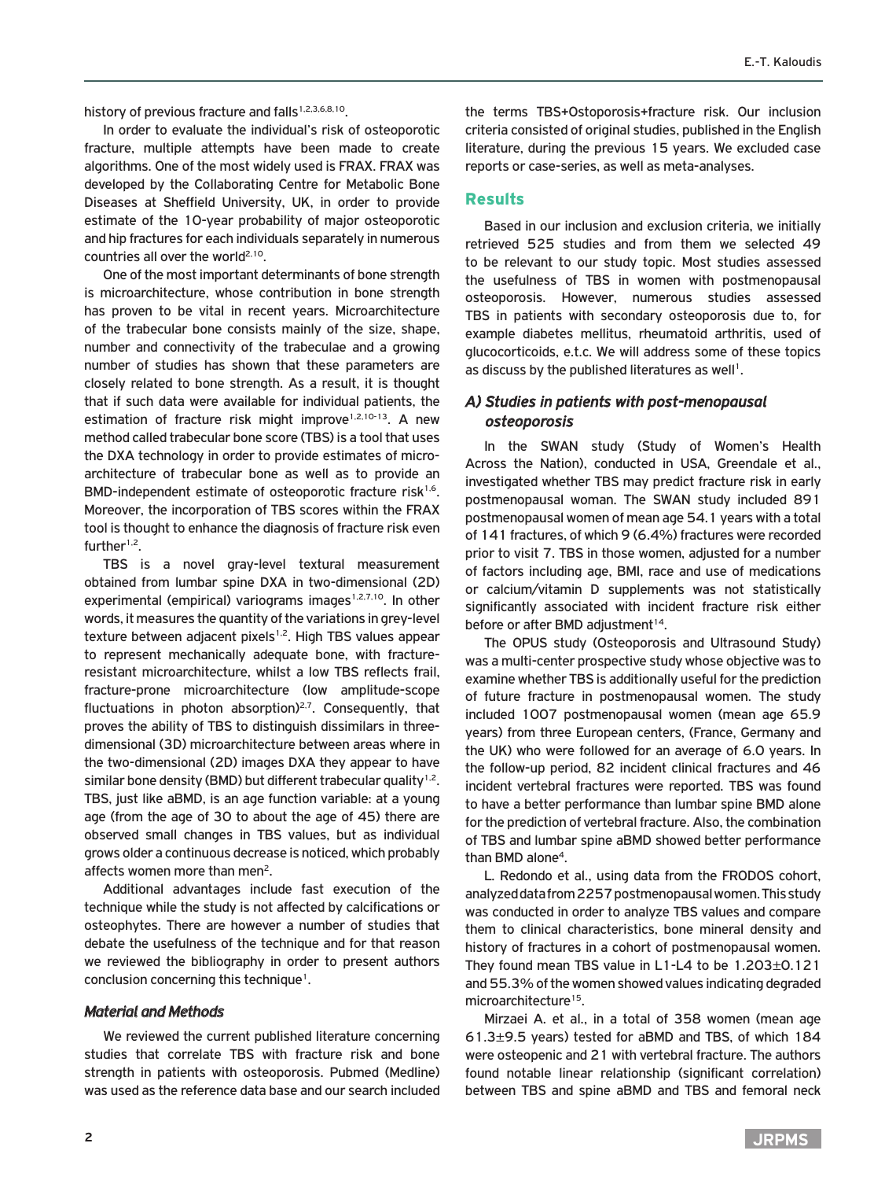history of previous fracture and falls[1,2,3,6,8,10].

In order to evaluate the individual's risk of osteoporotic fracture, multiple attempts have been made to create algorithms. One of the most widely used is FRAX. FRAX was developed by the Collaborating Centre for Metabolic Bone Diseases at Sheffield University, UK, in order to provide estimate of the 10-year probability of major osteoporotic and hip fractures for each individuals separately in numerous countries all over the world[2,10].

One of the most important determinants of bone strength is microarchitecture, whose contribution in bone strength has proven to be vital in recent years. Microarchitecture of the trabecular bone consists mainly of the size, shape, number and connectivity of the trabeculae and a growing number of studies has shown that these parameters are closely related to bone strength. As a result, it is thought that if such data were available for individual patients, the estimation of fracture risk might improve[1,2,10-13]. A new method called trabecular bone score (TBS) is a tool that uses the DXA technology in order to provide estimates of micro-architecture of trabecular bone as well as to provide an BMD-independent estimate of osteoporotic fracture risk[1,6]. Moreover, the incorporation of TBS scores within the FRAX tool is thought to enhance the diagnosis of fracture risk even further[1,2].

TBS is a novel gray-level textural measurement obtained from lumbar spine DXA in two-dimensional (2D) experimental (empirical) variograms images[1,2,7,10]. In other words, it measures the quantity of the variations in grey-level texture between adjacent pixels[1,2]. High TBS values appear to represent mechanically adequate bone, with fracture-resistant microarchitecture, whilst a low TBS reflects frail, fracture-prone microarchitecture (low amplitude-scope fluctuations in photon absorption)[2,7]. Consequently, that proves the ability of TBS to distinguish dissimilars in three-dimensional (3D) microarchitecture between areas where in the two-dimensional (2D) images DXA they appear to have similar bone density (BMD) but different trabecular quality[1,2]. TBS, just like aBMD, is an age function variable: at a young age (from the age of 30 to about the age of 45) there are observed small changes in TBS values, but as individual grows older a continuous decrease is noticed, which probably affects women more than men[2].

Additional advantages include fast execution of the technique while the study is not affected by calcifications or osteophytes. There are however a number of studies that debate the usefulness of the technique and for that reason we reviewed the bibliography in order to present authors conclusion concerning this technique[1].

## *Material and Methods*

We reviewed the current published literature concerning studies that correlate TBS with fracture risk and bone strength in patients with osteoporosis. Pubmed (Medline) was used as the reference data base and our search included the terms TBS+Ostoporosis+fracture risk. Our inclusion criteria consisted of original studies, published in the English literature, during the previous 15 years. We excluded case reports or case-series, as well as meta-analyses.

## Results

Based in our inclusion and exclusion criteria, we initially retrieved 525 studies and from them we selected 49 to be relevant to our study topic. Most studies assessed the usefulness of TBS in women with postmenopausal osteoporosis. However, numerous studies assessed TBS in patients with secondary osteoporosis due to, for example diabetes mellitus, rheumatoid arthritis, used of glucocorticoids, e.t.c. We will address some of these topics as discuss by the published literatures as well[1].

### *A) Studies in patients with post-menopausal osteoporosis*

In the SWAN study (Study of Women's Health Across the Nation), conducted in USA, Greendale et al., investigated whether TBS may predict fracture risk in early postmenopausal woman. The SWAN study included 891 postmenopausal women of mean age 54.1 years with a total of 141 fractures, of which 9 (6.4%) fractures were recorded prior to visit 7. TBS in those women, adjusted for a number of factors including age, BMI, race and use of medications or calcium/vitamin D supplements was not statistically significantly associated with incident fracture risk either before or after BMD adjustment[14].

The OPUS study (Osteoporosis and Ultrasound Study) was a multi-center prospective study whose objective was to examine whether TBS is additionally useful for the prediction of future fracture in postmenopausal women. The study included 1007 postmenopausal women (mean age 65.9 years) from three European centers, (France, Germany and the UK) who were followed for an average of 6.0 years. In the follow-up period, 82 incident clinical fractures and 46 incident vertebral fractures were reported. TBS was found to have a better performance than lumbar spine BMD alone for the prediction of vertebral fracture. Also, the combination of TBS and lumbar spine aBMD showed better performance than BMD alone[4].

L. Redondo et al., using data from the FRODOS cohort, analyzed data from 2257 postmenopausal women. This study was conducted in order to analyze TBS values and compare them to clinical characteristics, bone mineral density and history of fractures in a cohort of postmenopausal women. They found mean TBS value in L1-L4 to be 1.203±0.121 and 55.3% of the women showed values indicating degraded microarchitecture[15].

Mirzaei A. et al., in a total of 358 women (mean age 61.3±9.5 years) tested for aBMD and TBS, of which 184 were osteopenic and 21 with vertebral fracture. The authors found notable linear relationship (significant correlation) between TBS and spine aBMD and TBS and femoral neck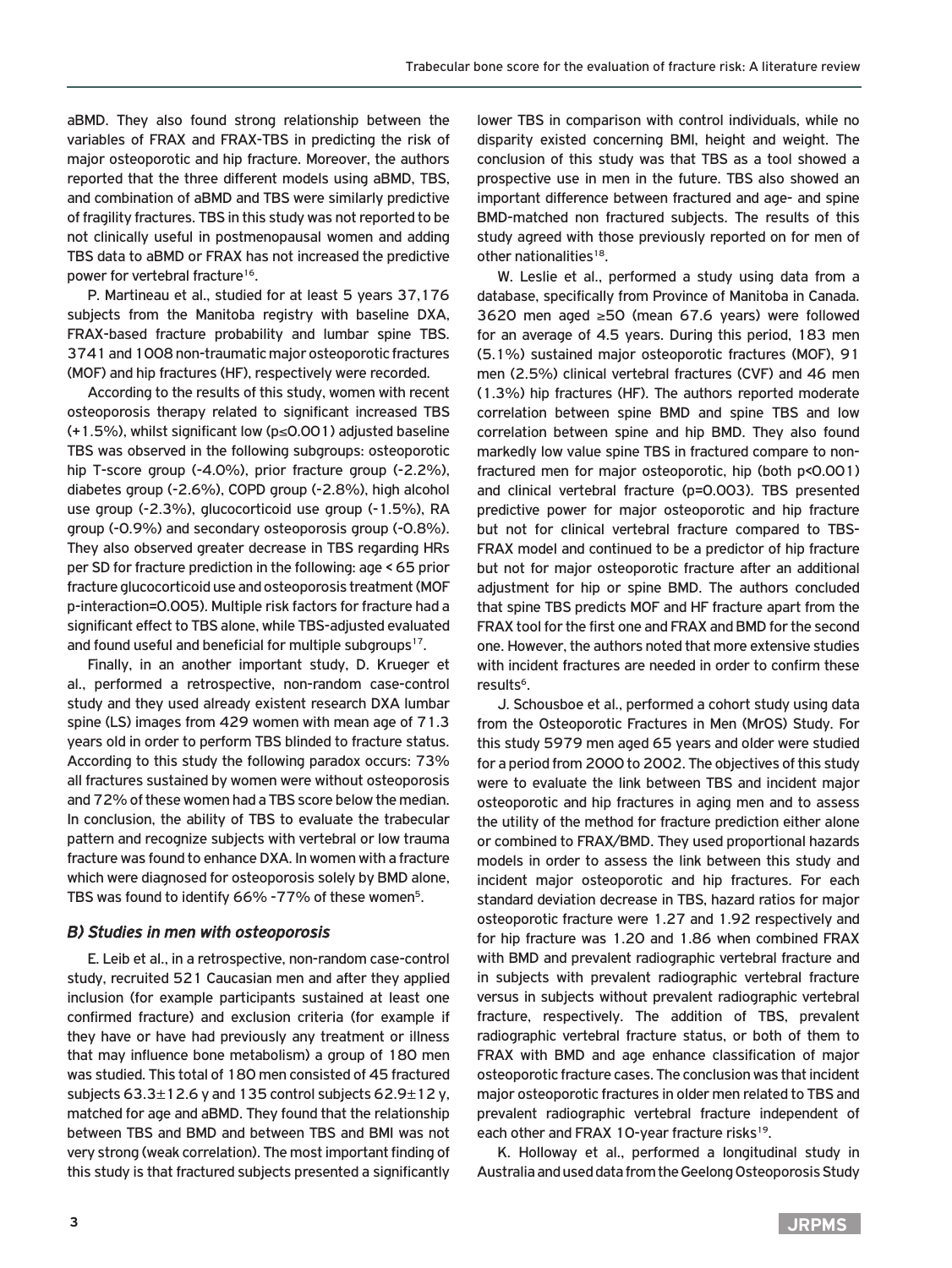aBMD. They also found strong relationship between the variables of FRAX and FRAX-TBS in predicting the risk of major osteoporotic and hip fracture. Moreover, the authors reported that the three different models using aBMD, TBS, and combination of aBMD and TBS were similarly predictive of fragility fractures. TBS in this study was not reported to be not clinically useful in postmenopausal women and adding TBS data to aBMD or FRAX has not increased the predictive power for vertebral fracture[16].

P. Martineau et al., studied for at least 5 years 37,176 subjects from the Manitoba registry with baseline DXA, FRAX-based fracture probability and lumbar spine TBS. 3741 and 1008 non-traumatic major osteoporotic fractures (MOF) and hip fractures (HF), respectively were recorded.

According to the results of this study, women with recent osteoporosis therapy related to significant increased TBS (+1.5%), whilst significant low ($p \leq 0.001$) adjusted baseline TBS was observed in the following subgroups: osteoporotic hip T-score group (-4.0%), prior fracture group (-2.2%), diabetes group (-2.6%), COPD group (-2.8%), high alcohol use group (-2.3%), glucocorticoid use group (-1.5%), RA group (-0.9%) and secondary osteoporosis group (-0.8%). They also observed greater decrease in TBS regarding HRs per SD for fracture prediction in the following: age < 65 prior fracture glucocorticoid use and osteoporosis treatment (MOF p-interaction=0.005). Multiple risk factors for fracture had a significant effect to TBS alone, while TBS-adjusted evaluated and found useful and beneficial for multiple subgroups[17].

Finally, in an another important study, D. Krueger et al., performed a retrospective, non-random case-control study and they used already existent research DXA lumbar spine (LS) images from 429 women with mean age of 71.3 years old in order to perform TBS blinded to fracture status. According to this study the following paradox occurs: 73% all fractures sustained by women were without osteoporosis and 72% of these women had a TBS score below the median. In conclusion, the ability of TBS to evaluate the trabecular pattern and recognize subjects with vertebral or low trauma fracture was found to enhance DXA. In women with a fracture which were diagnosed for osteoporosis solely by BMD alone, TBS was found to identify 66% -77% of these women[5].

### *B) Studies in men with osteoporosis*

E. Leib et al., in a retrospective, non-random case-control study, recruited 521 Caucasian men and after they applied inclusion (for example participants sustained at least one confirmed fracture) and exclusion criteria (for example if they have or have had previously any treatment or illness that may influence bone metabolism) a group of 180 men was studied. This total of 180 men consisted of 45 fractured subjects 63.3±12.6 y and 135 control subjects 62.9±12 y, matched for age and aBMD. They found that the relationship between TBS and BMD and between TBS and BMI was not very strong (weak correlation). The most important finding of this study is that fractured subjects presented a significantly lower TBS in comparison with control individuals, while no disparity existed concerning BMI, height and weight. The conclusion of this study was that TBS as a tool showed a prospective use in men in the future. TBS also showed an important difference between fractured and age- and spine BMD-matched non fractured subjects. The results of this study agreed with those previously reported on for men of other nationalities[18].

W. Leslie et al., performed a study using data from a database, specifically from Province of Manitoba in Canada. 3620 men aged ≥50 (mean 67.6 years) were followed for an average of 4.5 years. During this period, 183 men (5.1%) sustained major osteoporotic fractures (MOF), 91 men (2.5%) clinical vertebral fractures (CVF) and 46 men (1.3%) hip fractures (HF). The authors reported moderate correlation between spine BMD and spine TBS and low correlation between spine and hip BMD. They also found markedly low value spine TBS in fractured compare to non-fractured men for major osteoporotic, hip (both $p<0.001$) and clinical vertebral fracture ($p=0.003$). TBS presented predictive power for major osteoporotic and hip fracture but not for clinical vertebral fracture compared to TBS-FRAX model and continued to be a predictor of hip fracture but not for major osteoporotic fracture after an additional adjustment for hip or spine BMD. The authors concluded that spine TBS predicts MOF and HF fracture apart from the FRAX tool for the first one and FRAX and BMD for the second one. However, the authors noted that more extensive studies with incident fractures are needed in order to confirm these results[6].

J. Schousboe et al., performed a cohort study using data from the Osteoporotic Fractures in Men (MrOS) Study. For this study 5979 men aged 65 years and older were studied for a period from 2000 to 2002. The objectives of this study were to evaluate the link between TBS and incident major osteoporotic and hip fractures in aging men and to assess the utility of the method for fracture prediction either alone or combined to FRAX/BMD. They used proportional hazards models in order to assess the link between this study and incident major osteoporotic and hip fractures. For each standard deviation decrease in TBS, hazard ratios for major osteoporotic fracture were 1.27 and 1.92 respectively and for hip fracture was 1.20 and 1.86 when combined FRAX with BMD and prevalent radiographic vertebral fracture and in subjects with prevalent radiographic vertebral fracture versus in subjects without prevalent radiographic vertebral fracture, respectively. The addition of TBS, prevalent radiographic vertebral fracture status, or both of them to FRAX with BMD and age enhance classification of major osteoporotic fracture cases. The conclusion was that incident major osteoporotic fractures in older men related to TBS and prevalent radiographic vertebral fracture independent of each other and FRAX 10-year fracture risks[19].

K. Holloway et al., performed a longitudinal study in Australia and used data from the Geelong Osteoporosis Study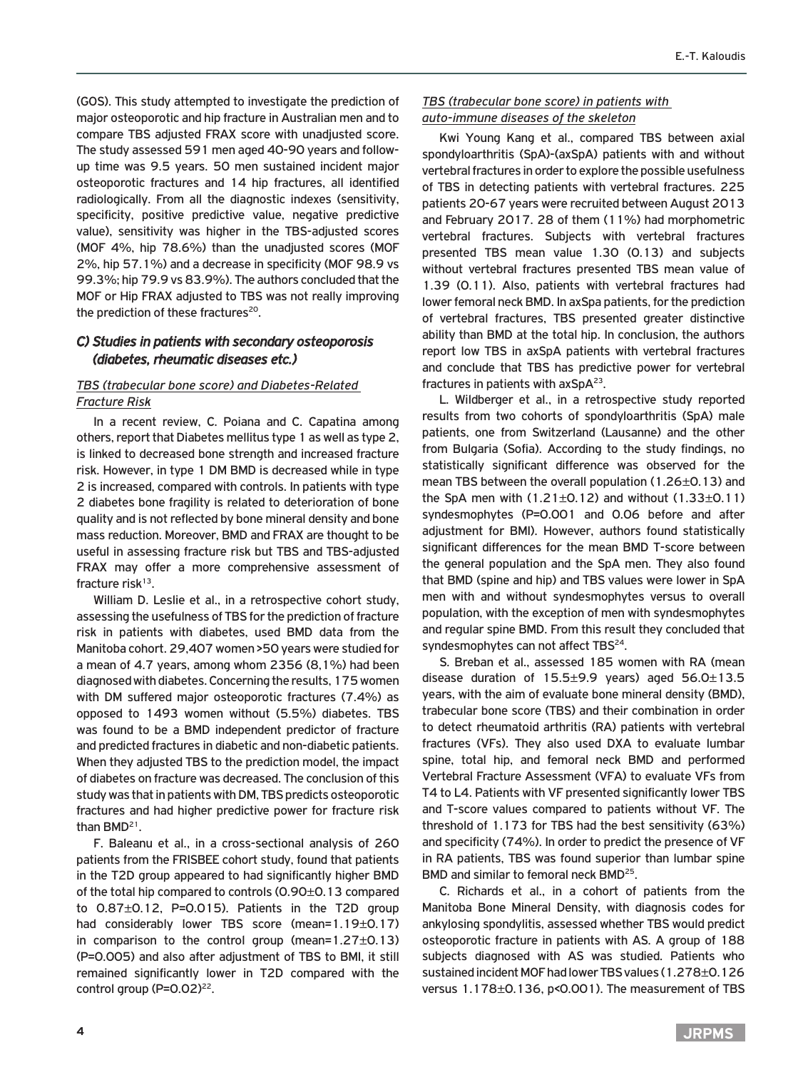(GOS). This study attempted to investigate the prediction of major osteoporotic and hip fracture in Australian men and to compare TBS adjusted FRAX score with unadjusted score. The study assessed 591 men aged 40-90 years and follow-up time was 9.5 years. 50 men sustained incident major osteoporotic fractures and 14 hip fractures, all identified radiologically. From all the diagnostic indexes (sensitivity, specificity, positive predictive value, negative predictive value), sensitivity was higher in the TBS-adjusted scores (MOF 4%, hip 78.6%) than the unadjusted scores (MOF 2%, hip 57.1%) and a decrease in specificity (MOF 98.9 vs 99.3%; hip 79.9 vs 83.9%). The authors concluded that the MOF or Hip FRAX adjusted to TBS was not really improving the prediction of these fractures[20].

## C) Studies in patients with secondary osteoporosis (diabetes, rheumatic diseases etc.)

### TBS (trabecular bone score) and Diabetes-Related Fracture Risk

In a recent review, C. Poiana and C. Capatina among others, report that Diabetes mellitus type 1 as well as type 2, is linked to decreased bone strength and increased fracture risk. However, in type 1 DM BMD is decreased while in type 2 is increased, compared with controls. In patients with type 2 diabetes bone fragility is related to deterioration of bone quality and is not reflected by bone mineral density and bone mass reduction. Moreover, BMD and FRAX are thought to be useful in assessing fracture risk but TBS and TBS-adjusted FRAX may offer a more comprehensive assessment of fracture risk[13].

William D. Leslie et al., in a retrospective cohort study, assessing the usefulness of TBS for the prediction of fracture risk in patients with diabetes, used BMD data from the Manitoba cohort. 29,407 women >50 years were studied for a mean of 4.7 years, among whom 2356 (8,1%) had been diagnosed with diabetes. Concerning the results, 175 women with DM suffered major osteoporotic fractures (7.4%) as opposed to 1493 women without (5.5%) diabetes. TBS was found to be a BMD independent predictor of fracture and predicted fractures in diabetic and non-diabetic patients. When they adjusted TBS to the prediction model, the impact of diabetes on fracture was decreased. The conclusion of this study was that in patients with DM, TBS predicts osteoporotic fractures and had higher predictive power for fracture risk than BMD[21].

F. Baleanu et al., in a cross-sectional analysis of 260 patients from the FRISBEE cohort study, found that patients in the T2D group appeared to had significantly higher BMD of the total hip compared to controls (0.90±0.13 compared to 0.87±0.12, P=0.015). Patients in the T2D group had considerably lower TBS score (mean=1.19±0.17) in comparison to the control group (mean=1.27±0.13) (P=0.005) and also after adjustment of TBS to BMI, it still remained significantly lower in T2D compared with the control group (P=0.02)[22].

### TBS (trabecular bone score) in patients with auto-immune diseases of the skeleton

Kwi Young Kang et al., compared TBS between axial spondyloarthritis (SpA)-(axSpA) patients with and without vertebral fractures in order to explore the possible usefulness of TBS in detecting patients with vertebral fractures. 225 patients 20-67 years were recruited between August 2013 and February 2017. 28 of them (11%) had morphometric vertebral fractures. Subjects with vertebral fractures presented TBS mean value 1.30 (0.13) and subjects without vertebral fractures presented TBS mean value of 1.39 (0.11). Also, patients with vertebral fractures had lower femoral neck BMD. In axSpa patients, for the prediction of vertebral fractures, TBS presented greater distinctive ability than BMD at the total hip. In conclusion, the authors report low TBS in axSpA patients with vertebral fractures and conclude that TBS has predictive power for vertebral fractures in patients with axSpA[23].

L. Wildberger et al., in a retrospective study reported results from two cohorts of spondyloarthritis (SpA) male patients, one from Switzerland (Lausanne) and the other from Bulgaria (Sofia). According to the study findings, no statistically significant difference was observed for the mean TBS between the overall population (1.26±0.13) and the SpA men with (1.21±0.12) and without (1.33±0.11) syndesmophytes (P=0.001 and 0.06 before and after adjustment for BMI). However, authors found statistically significant differences for the mean BMD T-score between the general population and the SpA men. They also found that BMD (spine and hip) and TBS values were lower in SpA men with and without syndesmophytes versus to overall population, with the exception of men with syndesmophytes and regular spine BMD. From this result they concluded that syndesmophytes can not affect TBS[24].

S. Breban et al., assessed 185 women with RA (mean disease duration of 15.5±9.9 years) aged 56.0±13.5 years, with the aim of evaluate bone mineral density (BMD), trabecular bone score (TBS) and their combination in order to detect rheumatoid arthritis (RA) patients with vertebral fractures (VFs). They also used DXA to evaluate lumbar spine, total hip, and femoral neck BMD and performed Vertebral Fracture Assessment (VFA) to evaluate VFs from T4 to L4. Patients with VF presented significantly lower TBS and T-score values compared to patients without VF. The threshold of 1.173 for TBS had the best sensitivity (63%) and specificity (74%). In order to predict the presence of VF in RA patients, TBS was found superior than lumbar spine BMD and similar to femoral neck BMD[25].

C. Richards et al., in a cohort of patients from the Manitoba Bone Mineral Density, with diagnosis codes for ankylosing spondylitis, assessed whether TBS would predict osteoporotic fracture in patients with AS. A group of 188 subjects diagnosed with AS was studied. Patients who sustained incident MOF had lower TBS values (1.278±0.126 versus 1.178±0.136, p<0.001). The measurement of TBS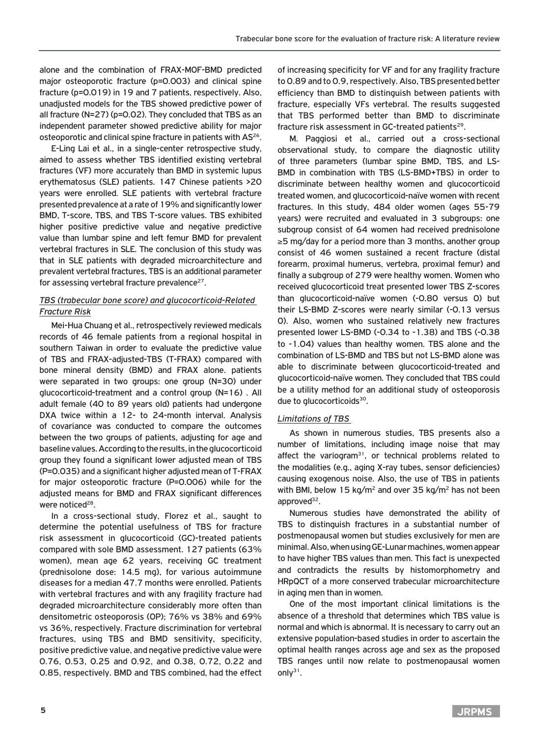alone and the combination of FRAX-MOF-BMD predicted major osteoporotic fracture (p=0.003) and clinical spine fracture (p=0.019) in 19 and 7 patients, respectively. Also, unadjusted models for the TBS showed predictive power of all fracture (N=27) (p=0.02). They concluded that TBS as an independent parameter showed predictive ability for major osteoporotic and clinical spine fracture in patients with AS[26].

E-Ling Lai et al., in a single-center retrospective study, aimed to assess whether TBS identified existing vertebral fractures (VF) more accurately than BMD in systemic lupus erythematosus (SLE) patients. 147 Chinese patients >20 years were enrolled. SLE patients with vertebral fracture presented prevalence at a rate of 19% and significantly lower BMD, T-score, TBS, and TBS T-score values. TBS exhibited higher positive predictive value and negative predictive value than lumbar spine and left femur BMD for prevalent vertebral fractures in SLE. The conclusion of this study was that in SLE patients with degraded microarchitecture and prevalent vertebral fractures, TBS is an additional parameter for assessing vertebral fracture prevalence[27].

### *TBS (trabecular bone score) and glucocorticoid-Related Fracture Risk*

Mei-Hua Chuang et al., retrospectively reviewed medicals records of 46 female patients from a regional hospital in southern Taiwan in order to evaluate the predictive value of TBS and FRAX-adjusted-TBS (T-FRAX) compared with bone mineral density (BMD) and FRAX alone. patients were separated in two groups: one group (N=30) under glucocorticoid-treatment and a control group (N=16) . All adult female (40 to 89 years old) patients had undergone DXA twice within a 12- to 24-month interval. Analysis of covariance was conducted to compare the outcomes between the two groups of patients, adjusting for age and baseline values. According to the results, in the glucocorticoid group they found a significant lower adjusted mean of TBS (P=0.035) and a significant higher adjusted mean of T-FRAX for major osteoporotic fracture (P=0.006) while for the adjusted means for BMD and FRAX significant differences were noticed[28].

In a cross-sectional study, Florez et al., saught to determine the potential usefulness of TBS for fracture risk assessment in glucocorticoid (GC)-treated patients compared with sole BMD assessment. 127 patients (63% women), mean age 62 years, receiving GC treatment (prednisolone dose: 14.5 mg), for various autoimmune diseases for a median 47.7 months were enrolled. Patients with vertebral fractures and with any fragility fracture had degraded microarchitecture considerably more often than densitometric osteoporosis (OP); 76% vs 38% and 69% vs 36%, respectively. Fracture discrimination for vertebral fractures, using TBS and BMD sensitivity, specificity, positive predictive value, and negative predictive value were 0.76, 0.53, 0.25 and 0.92, and 0.38, 0.72, 0.22 and 0.85, respectively. BMD and TBS combined, had the effect of increasing specificity for VF and for any fragility fracture to 0.89 and to 0.9, respectively. Also, TBS presented better efficiency than BMD to distinguish between patients with fracture, especially VFs vertebral. The results suggested that TBS performed better than BMD to discriminate fracture risk assessment in GC-treated patients[29].

M. Paggiosi et al., carried out a cross-sectional observational study, to compare the diagnostic utility of three parameters (lumbar spine BMD, TBS, and LS-BMD in combination with TBS (LS-BMD+TBS) in order to discriminate between healthy women and glucocorticoid treated women, and glucocorticoid-naïve women with recent fractures. In this study, 484 older women (ages 55-79 years) were recruited and evaluated in 3 subgroups: one subgroup consist of 64 women had received prednisolone ≥5 mg/day for a period more than 3 months, another group consist of 46 women sustained a recent fracture (distal forearm, proximal humerus, vertebra, proximal femur) and finally a subgroup of 279 were healthy women. Women who received glucocorticoid treat presented lower TBS Z-scores than glucocorticoid-naïve women (-0.80 versus 0) but their LS-BMD Z-scores were nearly similar (-0.13 versus 0). Also, women who sustained relatively new fractures presented lower LS-BMD (-0.34 to -1.38) and TBS (-0.38 to -1.04) values than healthy women. TBS alone and the combination of LS-BMD and TBS but not LS-BMD alone was able to discriminate between glucocorticoid-treated and glucocorticoid-naïve women. They concluded that TBS could be a utility method for an additional study of osteoporosis due to glucocorticoids[30].

### *Limitations of TBS*

As shown in numerous studies, TBS presents also a number of limitations, including image noise that may affect the variogram[31], or technical problems related to the modalities (e.g., aging X-ray tubes, sensor deficiencies) causing exogenous noise. Also, the use of TBS in patients with BMI, below 15 kg/m$^2$ and over 35 kg/m$^2$ has not been approved[32].

Numerous studies have demonstrated the ability of TBS to distinguish fractures in a substantial number of postmenopausal women but studies exclusively for men are minimal. Also, when using GE-Lunar machines, women appear to have higher TBS values than men. This fact is unexpected and contradicts the results by histomorphometry and HRpQCT of a more conserved trabecular microarchitecture in aging men than in women.

One of the most important clinical limitations is the absence of a threshold that determines which TBS value is normal and which is abnormal. It is necessary to carry out an extensive population-based studies in order to ascertain the optimal health ranges across age and sex as the proposed TBS ranges until now relate to postmenopausal women only[31].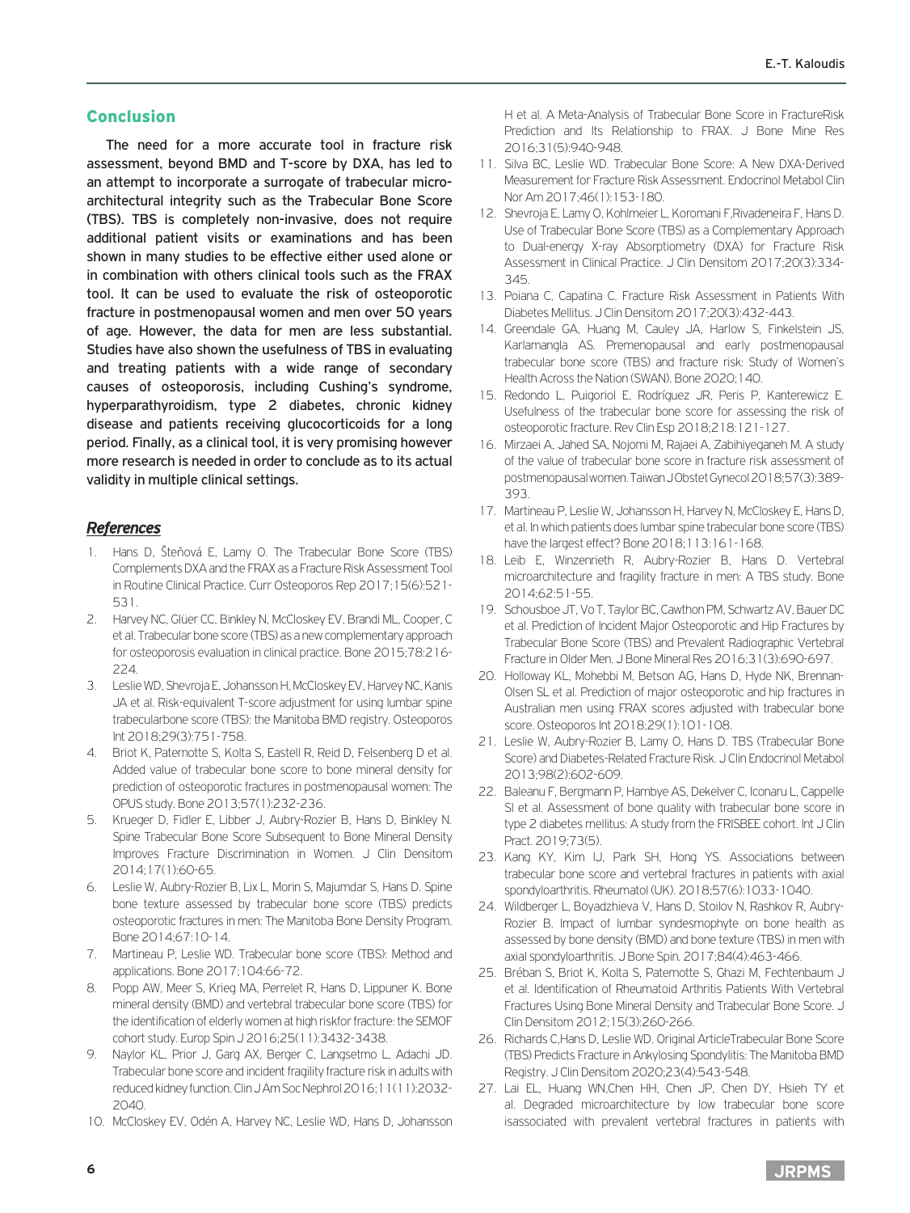## Conclusion

The need for a more accurate tool in fracture risk assessment, beyond BMD and T-score by DXA, has led to an attempt to incorporate a surrogate of trabecular micro-architectural integrity such as the Trabecular Bone Score (TBS). TBS is completely non-invasive, does not require additional patient visits or examinations and has been shown in many studies to be effective either used alone or in combination with others clinical tools such as the FRAX tool. It can be used to evaluate the risk of osteoporotic fracture in postmenopausal women and men over 50 years of age. However, the data for men are less substantial. Studies have also shown the usefulness of TBS in evaluating and treating patients with a wide range of secondary causes of osteoporosis, including Cushing's syndrome, hyperparathyroidism, type 2 diabetes, chronic kidney disease and patients receiving glucocorticoids for a long period. Finally, as a clinical tool, it is very promising however more research is needed in order to conclude as to its actual validity in multiple clinical settings.

## *References*

1. Hans D, Šteňová E, Lamy O. The Trabecular Bone Score (TBS) Complements DXA and the FRAX as a Fracture Risk Assessment Tool in Routine Clinical Practice. Curr Osteoporos Rep 2017;15(6):521-531.
2. Harvey NC, Glüer CC, Binkley N, McCloskey EV, Brandi ML, Cooper, C et al. Trabecular bone score (TBS) as a new complementary approach for osteoporosis evaluation in clinical practice. Bone 2015;78:216-224.
3. Leslie WD, Shevroja E, Johansson H, McCloskey EV, Harvey NC, Kanis JA et al. Risk-equivalent T-score adjustment for using lumbar spine trabecularbone score (TBS): the Manitoba BMD registry. Osteoporos Int 2018;29(3):751-758.
4. Briot K, Paternotte S, Kolta S, Eastell R, Reid D, Felsenberg D et al. Added value of trabecular bone score to bone mineral density for prediction of osteoporotic fractures in postmenopausal women: The OPUS study. Bone 2013;57(1):232-236.
5. Krueger D, Fidler E, Libber J, Aubry-Rozier B, Hans D, Binkley N. Spine Trabecular Bone Score Subsequent to Bone Mineral Density Improves Fracture Discrimination in Women. J Clin Densitom 2014;17(1):60-65.
6. Leslie W, Aubry-Rozier B, Lix L, Morin S, Majumdar S, Hans D. Spine bone texture assessed by trabecular bone score (TBS) predicts osteoporotic fractures in men: The Manitoba Bone Density Program. Bone 2014;67:10-14.
7. Martineau P, Leslie WD. Trabecular bone score (TBS): Method and applications. Bone 2017;104:66-72.
8. Popp AW, Meer S, Krieg MA, Perrelet R, Hans D, Lippuner K. Bone mineral density (BMD) and vertebral trabecular bone score (TBS) for the identification of elderly women at high riskfor fracture: the SEMOF cohort study. Europ Spin J 2016;25(11):3432-3438.
9. Naylor KL, Prior J, Garg AX, Berger C, Langsetmo L, Adachi JD. Trabecular bone score and incident fragility fracture risk in adults with reduced kidney function. Clin J Am Soc Nephrol 2016;11(11):2032-2040.
10. McCloskey EV, Odén A, Harvey NC, Leslie WD, Hans D, Johansson H et al. A Meta-Analysis of Trabecular Bone Score in FractureRisk Prediction and Its Relationship to FRAX. J Bone Mine Res 2016;31(5):940-948.
11. Silva BC, Leslie WD. Trabecular Bone Score: A New DXA-Derived Measurement for Fracture Risk Assessment. Endocrinol Metabol Clin Nor Am 2017;46(1):153-180.
12. Shevroja E, Lamy O, Kohlmeier L, Koromani F,Rivadeneira F, Hans D. Use of Trabecular Bone Score (TBS) as a Complementary Approach to Dual-energy X-ray Absorptiometry (DXA) for Fracture Risk Assessment in Clinical Practice. J Clin Densitom 2017;20(3):334-345.
13. Poiana C, Capatina C. Fracture Risk Assessment in Patients With Diabetes Mellitus. J Clin Densitom 2017;20(3):432-443.
14. Greendale GA, Huang M, Cauley JA, Harlow S, Finkelstein JS, Karlamangla AS. Premenopausal and early postmenopausal trabecular bone score (TBS) and fracture risk: Study of Women's Health Across the Nation (SWAN). Bone 2020;140.
15. Redondo L, Puigoriol E, Rodríguez JR, Peris P, Kanterewicz E. Usefulness of the trabecular bone score for assessing the risk of osteoporotic fracture. Rev Clin Esp 2018;218:121-127.
16. Mirzaei A, Jahed SA, Nojomi M, Rajaei A, Zabihiyeganeh M. A study of the value of trabecular bone score in fracture risk assessment of postmenopausal women. Taiwan J Obstet Gynecol 2018;57(3):389-393.
17. Martineau P, Leslie W, Johansson H, Harvey N, McCloskey E, Hans D, et al. In which patients does lumbar spine trabecular bone score (TBS) have the largest effect? Bone 2018;113:161-168.
18. Leib E, Winzenrieth R, Aubry-Rozier B, Hans D. Vertebral microarchitecture and fragility fracture in men: A TBS study. Bone 2014;62:51-55.
19. Schousboe JT, Vo T, Taylor BC, Cawthon PM, Schwartz AV, Bauer DC et al. Prediction of Incident Major Osteoporotic and Hip Fractures by Trabecular Bone Score (TBS) and Prevalent Radiographic Vertebral Fracture in Older Men. J Bone Mineral Res 2016;31(3):690-697.
20. Holloway KL, Mohebbi M, Betson AG, Hans D, Hyde NK, Brennan-Olsen SL et al. Prediction of major osteoporotic and hip fractures in Australian men using FRAX scores adjusted with trabecular bone score. Osteoporos Int 2018;29(1):101-108.
21. Leslie W, Aubry-Rozier B, Lamy O, Hans D. TBS (Trabecular Bone Score) and Diabetes-Related Fracture Risk. J Clin Endocrinol Metabol 2013;98(2):602-609.
22. Baleanu F, Bergmann P, Hambye AS, Dekelver C, Iconaru L, Cappelle SI et al. Assessment of bone quality with trabecular bone score in type 2 diabetes mellitus: A study from the FRISBEE cohort. Int J Clin Pract. 2019;73(5).
23. Kang KY, Kim IJ, Park SH, Hong YS. Associations between trabecular bone score and vertebral fractures in patients with axial spondyloarthritis. Rheumatol (UK). 2018;57(6):1033-1040.
24. Wildberger L, Boyadzhieva V, Hans D, Stoilov N, Rashkov R, Aubry-Rozier B. Impact of lumbar syndesmophyte on bone health as assessed by bone density (BMD) and bone texture (TBS) in men with axial spondyloarthritis. J Bone Spin. 2017;84(4):463-466.
25. Bréban S, Briot K, Kolta S, Paternotte S, Ghazi M, Fechtenbaum J et al. Identification of Rheumatoid Arthritis Patients With Vertebral Fractures Using Bone Mineral Density and Trabecular Bone Score. J Clin Densitom 2012;15(3):260-266.
26. Richards C,Hans D, Leslie WD. Original ArticleTrabecular Bone Score (TBS) Predicts Fracture in Ankylosing Spondylitis: The Manitoba BMD Registry. J Clin Densitom 2020;23(4):543-548.
27. Lai EL, Huang WN,Chen HH, Chen JP, Chen DY, Hsieh TY et al. Degraded microarchitecture by low trabecular bone score isassociated with prevalent vertebral fractures in patients with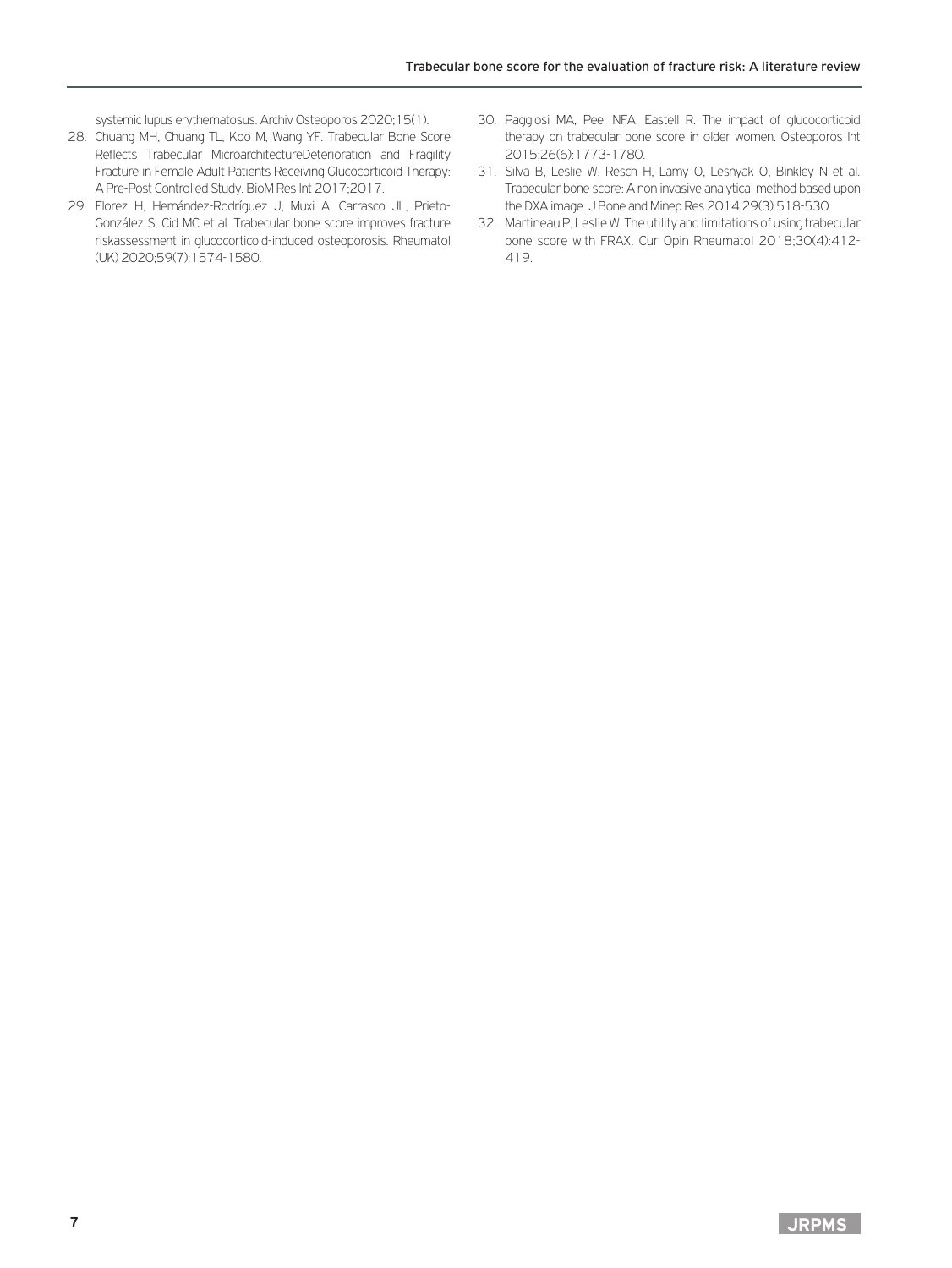systemic lupus erythematosus. Archiv Osteoporos 2020;15(1).

28. Chuang MH, Chuang TL, Koo M, Wang YF. Trabecular Bone Score Reflects Trabecular MicroarchitectureDeterioration and Fragility Fracture in Female Adult Patients Receiving Glucocorticoid Therapy: A Pre-Post Controlled Study. BioM Res Int 2017;2017.
29. Florez H, Hernández-Rodríguez J, Muxi A, Carrasco JL, Prieto-González S, Cid MC et al. Trabecular bone score improves fracture riskassessment in glucocorticoid-induced osteoporosis. Rheumatol (UK) 2020;59(7):1574-1580.
30. Paggiosi MA, Peel NFA, Eastell R. The impact of glucocorticoid therapy on trabecular bone score in older women. Osteoporos Int 2015;26(6):1773-1780.
31. Silva B, Leslie W, Resch H, Lamy O, Lesnyak O, Binkley N et al. Trabecular bone score: A non invasive analytical method based upon the DXA image. J Bone and Minep Res 2014;29(3):518-530.
32. Martineau P, Leslie W. The utility and limitations of using trabecular bone score with FRAX. Cur Opin Rheumatol 2018;30(4):412-419.